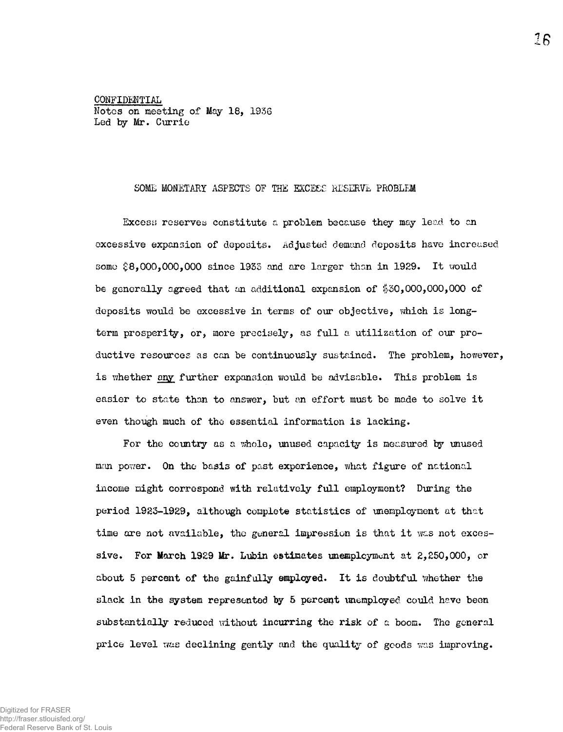CONFIDENTIAL
Notes on meeting of May 18, 1936
Led by Mr. Currie

## SOME MONETARY ASPECTS OF THE EXCESS RESERVE PROBLEM

Excess reserves constitute a problem because they may lead to an excessive expansion of deposits. Adjusted demand deposits have increased some $8,000,000,000 since 1933 and are larger than in 1929. It would be generally agreed that an additional expansion of $30,000,000,000 of deposits would be excessive in terms of our objective, which is long-term prosperity, or, more precisely, as full a utilization of our productive resources as can be continuously sustained. The problem, however, is whether any further expansion would be advisable. This problem is easier to state than to answer, but an effort must be made to solve it even though much of the essential information is lacking.

For the country as a whole, unused capacity is measured by unused man power. On the basis of past experience, what figure of national income might correspond with relatively full employment? During the period 1923-1929, although complete statistics of unemployment at that time are not available, the general impression is that it was not excessive. For March 1929 Mr. Lubin estimates unemployment at 2,250,000, or about 5 percent of the gainfully employed. It is doubtful whether the slack in the system represented by 5 percent unemployed could have been substantially reduced without incurring the risk of a boom. The general price level was declining gently and the quality of goods was improving.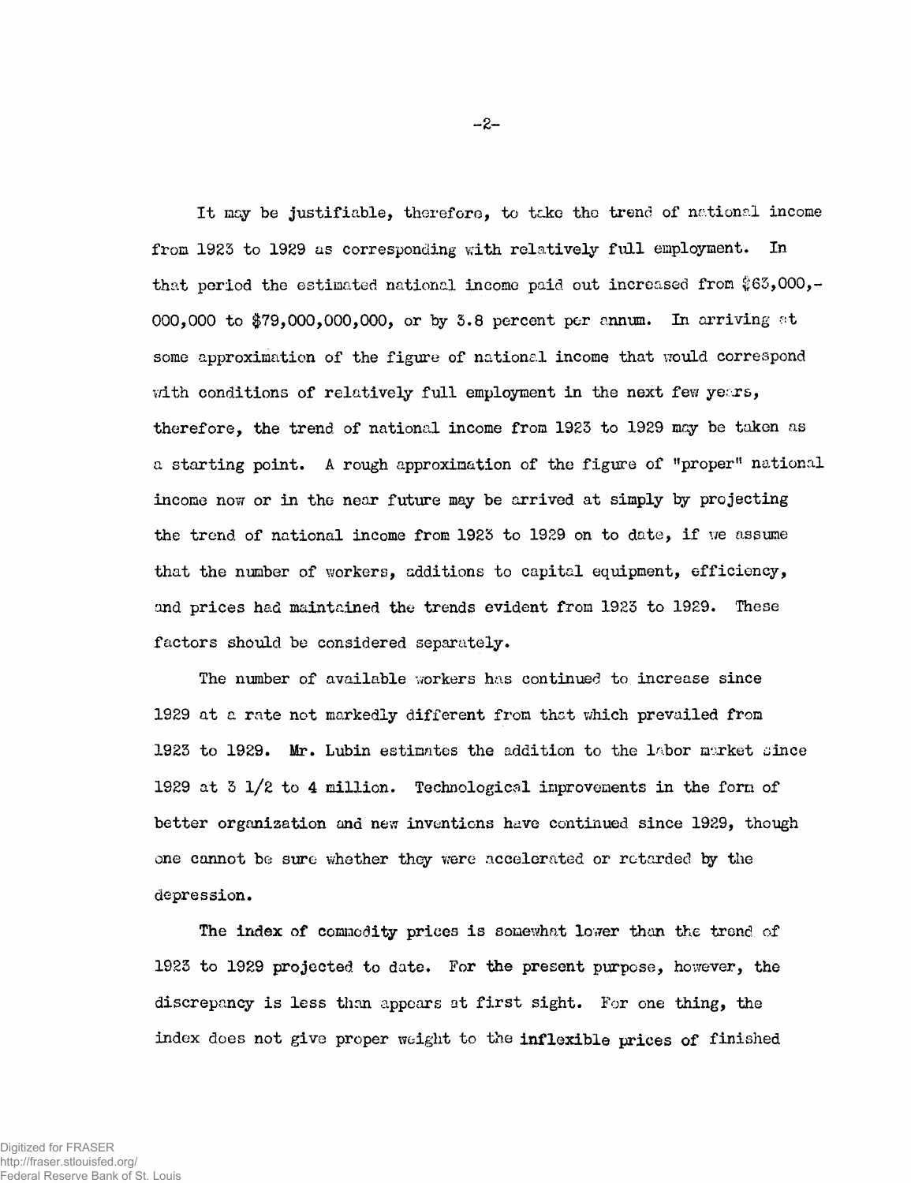It may be justifiable, therefore, to take the trend of national income from 1923 to 1929 as corresponding with relatively full employment. In that period the estimated national income paid out increased from $63,000,-000,000 to $79,000,000,000, or by 3.8 percent per annum. In arriving at some approximation of the figure of national income that would correspond with conditions of relatively full employment in the next few years, therefore, the trend of national income from 1923 to 1929 may be taken as a starting point. A rough approximation of the figure of "proper" national income now or in the near future may be arrived at simply by projecting the trend of national income from 1923 to 1929 on to date, if we assume that the number of workers, additions to capital equipment, efficiency, and prices had maintained the trends evident from 1923 to 1929. These factors should be considered separately.

The number of available workers has continued to increase since 1929 at a rate not markedly different from that which prevailed from 1923 to 1929. Mr. Lubin estimates the addition to the labor market since 1929 at 3 1/2 to 4 million. Technological improvements in the form of better organization and new inventions have continued since 1929, though one cannot be sure whether they were accelerated or retarded by the depression.

The index of commodity prices is somewhat lower than the trend of 1923 to 1929 projected to date. For the present purpose, however, the discrepancy is less than appears at first sight. For one thing, the index does not give proper weight to the inflexible prices of finished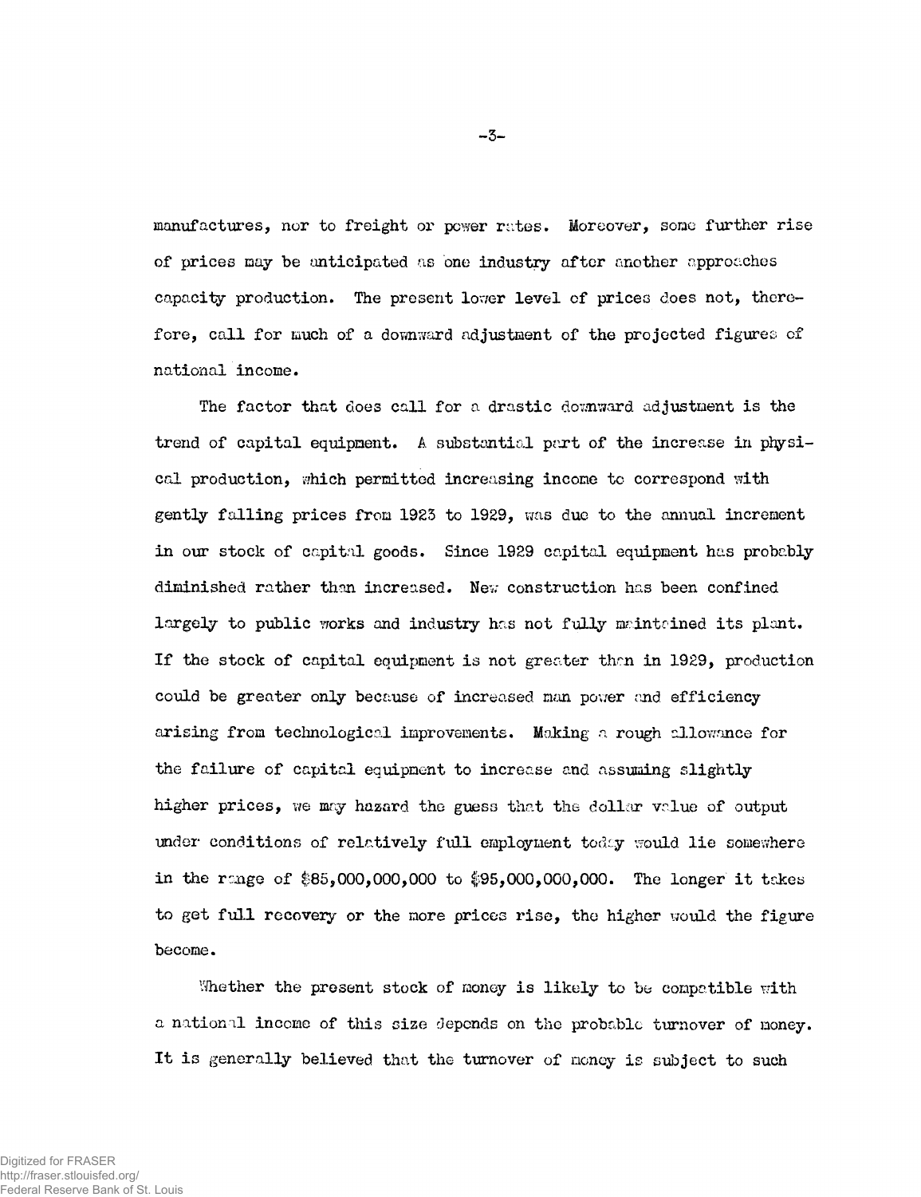manufactures, nor to freight or power rates. Moreover, some further rise of prices may be anticipated as one industry after another approaches capacity production. The present lower level of prices does not, therefore, call for much of a downward adjustment of the projected figures of national income.

The factor that does call for a drastic downward adjustment is the trend of capital equipment. A substantial part of the increase in physical production, which permitted increasing income to correspond with gently falling prices from 1923 to 1929, was due to the annual increment in our stock of capital goods. Since 1929 capital equipment has probably diminished rather than increased. New construction has been confined largely to public works and industry has not fully maintained its plant. If the stock of capital equipment is not greater than in 1929, production could be greater only because of increased man power and efficiency arising from technological improvements. Making a rough allowance for the failure of capital equipment to increase and assuming slightly higher prices, we may hazard the guess that the dollar value of output under conditions of relatively full employment today would lie somewhere in the range of $85,000,000,000 to $95,000,000,000. The longer it takes to get full recovery or the more prices rise, the higher would the figure become.

Whether the present stock of money is likely to be compatible with a national income of this size depends on the probable turnover of money. It is generally believed that the turnover of money is subject to such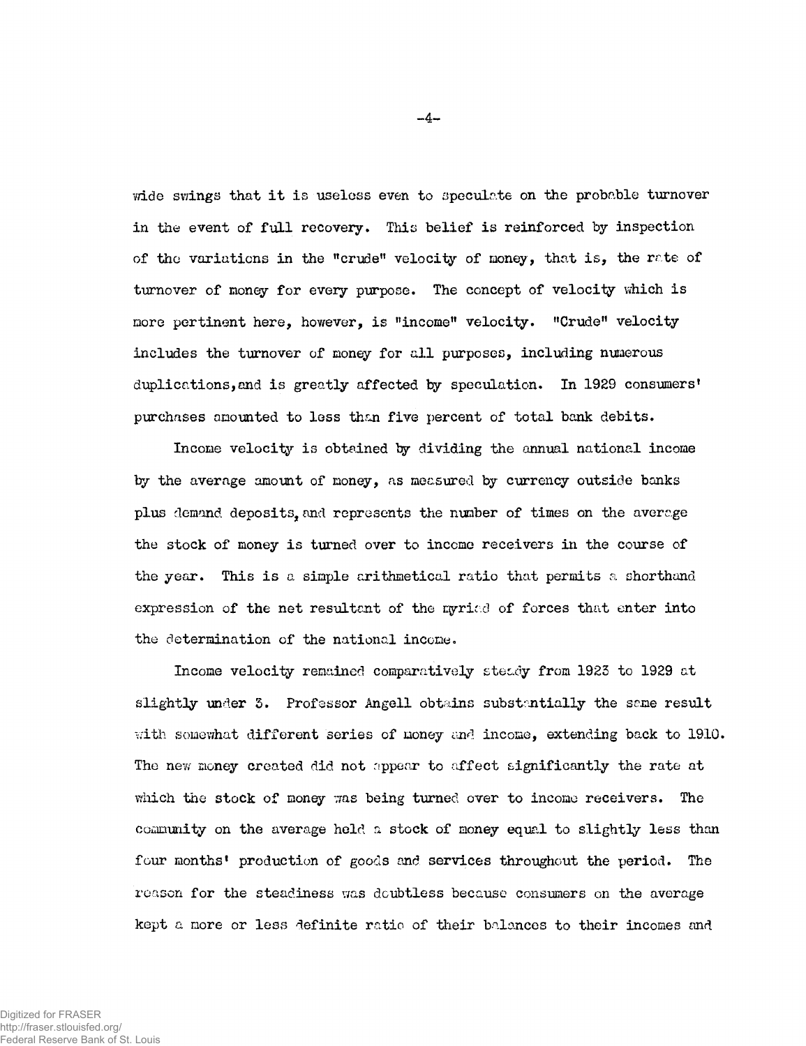wide swings that it is useless even to speculate on the probable turnover in the event of full recovery. This belief is reinforced by inspection of the variations in the "crude" velocity of money, that is, the rate of turnover of money for every purpose. The concept of velocity which is more pertinent here, however, is "income" velocity. "Crude" velocity includes the turnover of money for all purposes, including numerous duplications, and is greatly affected by speculation. In 1929 consumers' purchases amounted to less than five percent of total bank debits.

Income velocity is obtained by dividing the annual national income by the average amount of money, as measured by currency outside banks plus demand deposits, and represents the number of times on the average the stock of money is turned over to income receivers in the course of the year. This is a simple arithmetical ratio that permits a shorthand expression of the net resultant of the myriad of forces that enter into the determination of the national income.

Income velocity remained comparatively steady from 1923 to 1929 at slightly under 3. Professor Angell obtains substantially the same result with somewhat different series of money and income, extending back to 1910. The new money created did not appear to affect significantly the rate at which the stock of money was being turned over to income receivers. The community on the average held a stock of money equal to slightly less than four months' production of goods and services throughout the period. The reason for the steadiness was doubtless because consumers on the average kept a more or less definite ratio of their balances to their incomes and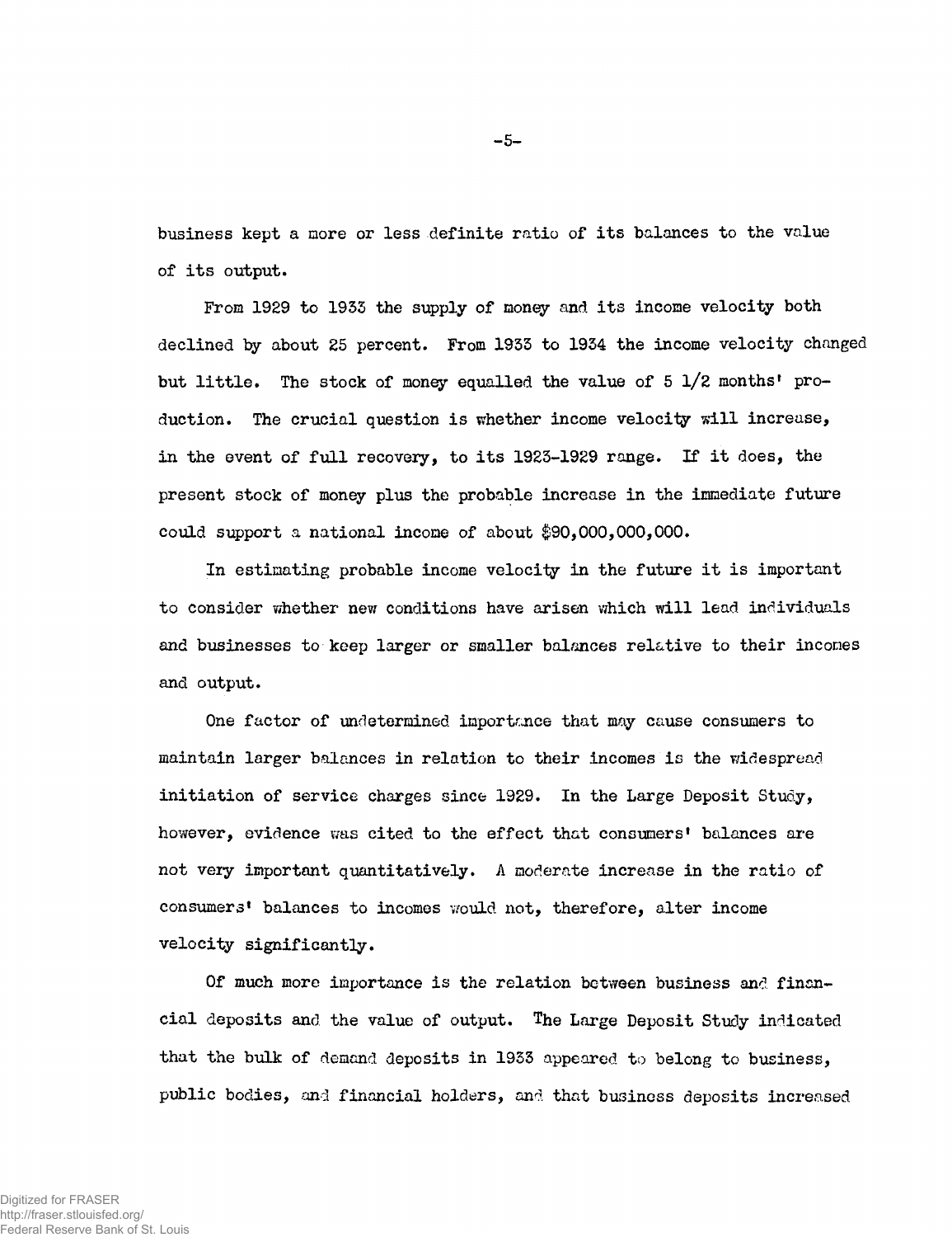business kept a more or less definite ratio of its balances to the value of its output.

From 1929 to 1933 the supply of money and its income velocity both declined by about 25 percent. From 1933 to 1934 the income velocity changed but little. The stock of money equalled the value of 5 1/2 months' production. The crucial question is whether income velocity will increase, in the event of full recovery, to its 1923-1929 range. If it does, the present stock of money plus the probable increase in the immediate future could support a national income of about $90,000,000,000.

In estimating probable income velocity in the future it is important to consider whether new conditions have arisen which will lead individuals and businesses to keep larger or smaller balances relative to their incomes and output.

One factor of undetermined importance that may cause consumers to maintain larger balances in relation to their incomes is the widespread initiation of service charges since 1929. In the Large Deposit Study, however, evidence was cited to the effect that consumers' balances are not very important quantitatively. A moderate increase in the ratio of consumers' balances to incomes would not, therefore, alter income velocity significantly.

Of much more importance is the relation between business and financial deposits and the value of output. The Large Deposit Study indicated that the bulk of demand deposits in 1933 appeared to belong to business, public bodies, and financial holders, and that business deposits increased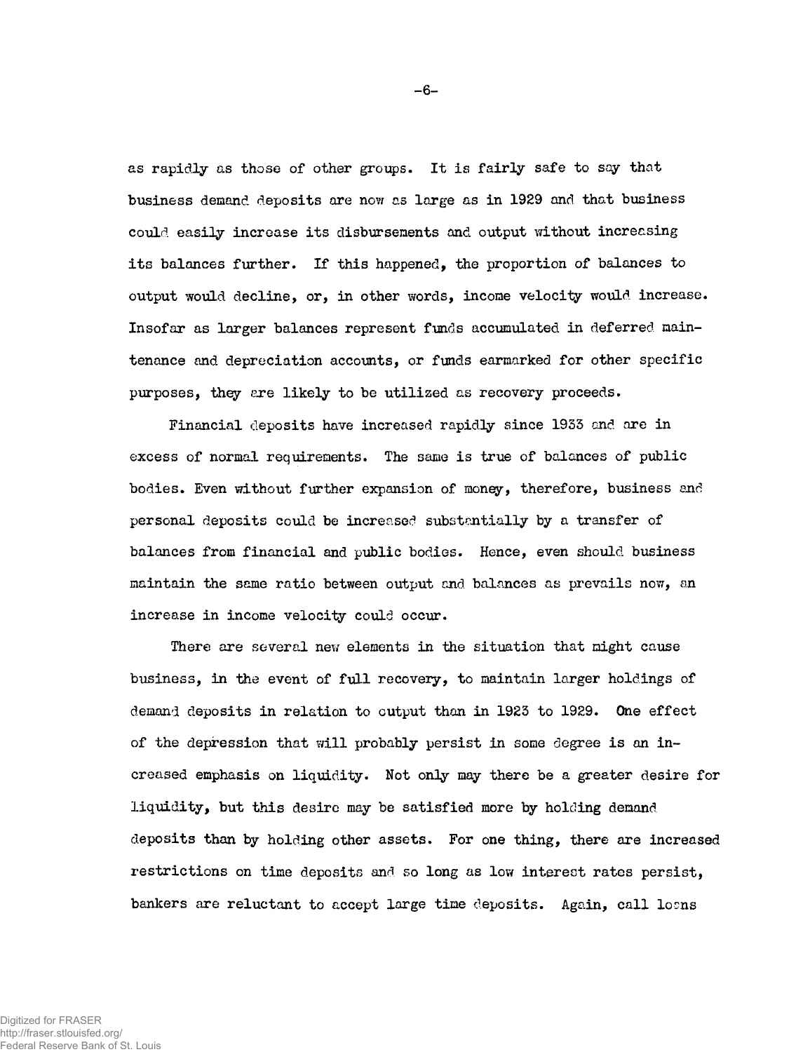as rapidly as those of other groups. It is fairly safe to say that business demand deposits are now as large as in 1929 and that business could easily increase its disbursements and output without increasing its balances further. If this happened, the proportion of balances to output would decline, or, in other words, income velocity would increase. Insofar as larger balances represent funds accumulated in deferred maintenance and depreciation accounts, or funds earmarked for other specific purposes, they are likely to be utilized as recovery proceeds.

Financial deposits have increased rapidly since 1933 and are in excess of normal requirements. The same is true of balances of public bodies. Even without further expansion of money, therefore, business and personal deposits could be increased substantially by a transfer of balances from financial and public bodies. Hence, even should business maintain the same ratio between output and balances as prevails now, an increase in income velocity could occur.

There are several new elements in the situation that might cause business, in the event of full recovery, to maintain larger holdings of demand deposits in relation to output than in 1923 to 1929. One effect of the depression that will probably persist in some degree is an increased emphasis on liquidity. Not only may there be a greater desire for liquidity, but this desire may be satisfied more by holding demand deposits than by holding other assets. For one thing, there are increased restrictions on time deposits and so long as low interest rates persist, bankers are reluctant to accept large time deposits. Again, call loans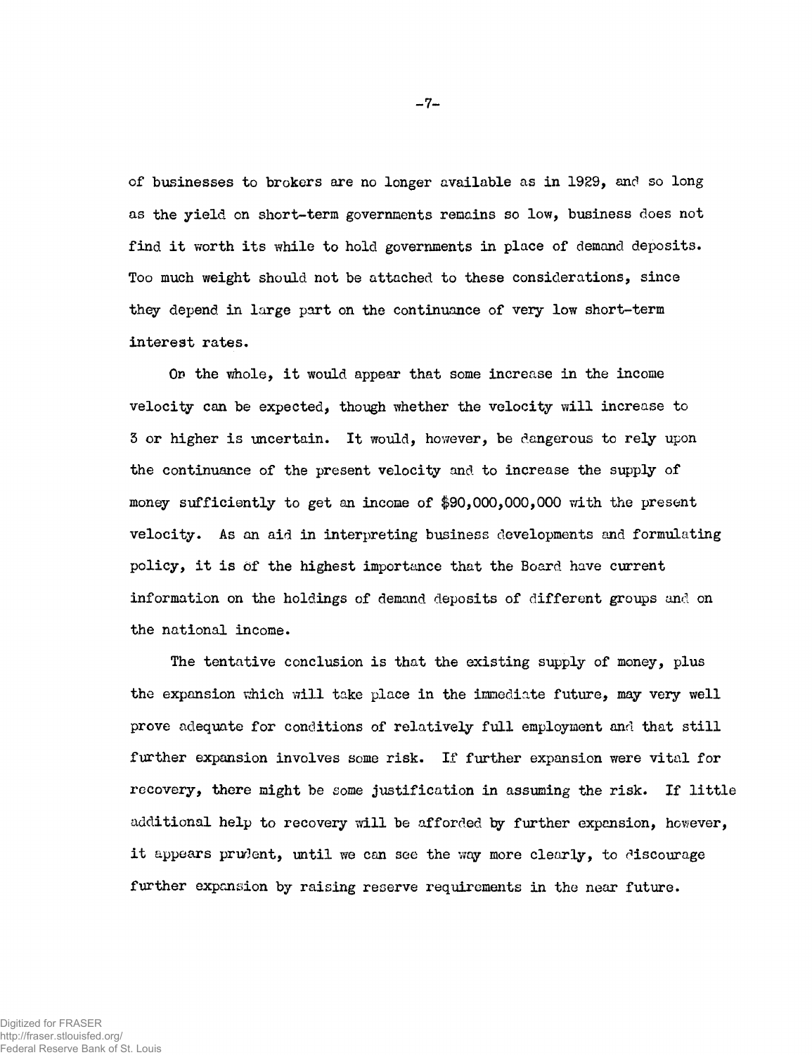of businesses to brokers are no longer available as in 1929, and so long as the yield on short-term governments remains so low, business does not find it worth its while to hold governments in place of demand deposits. Too much weight should not be attached to these considerations, since they depend in large part on the continuance of very low short-term interest rates.

On the whole, it would appear that some increase in the income velocity can be expected, though whether the velocity will increase to 3 or higher is uncertain. It would, however, be dangerous to rely upon the continuance of the present velocity and to increase the supply of money sufficiently to get an income of $90,000,000,000 with the present velocity. As an aid in interpreting business developments and formulating policy, it is of the highest importance that the Board have current information on the holdings of demand deposits of different groups and on the national income.

The tentative conclusion is that the existing supply of money, plus the expansion which will take place in the immediate future, may very well prove adequate for conditions of relatively full employment and that still further expansion involves some risk. If further expansion were vital for recovery, there might be some justification in assuming the risk. If little additional help to recovery will be afforded by further expansion, however, it appears prudent, until we can see the way more clearly, to discourage further expansion by raising reserve requirements in the near future.